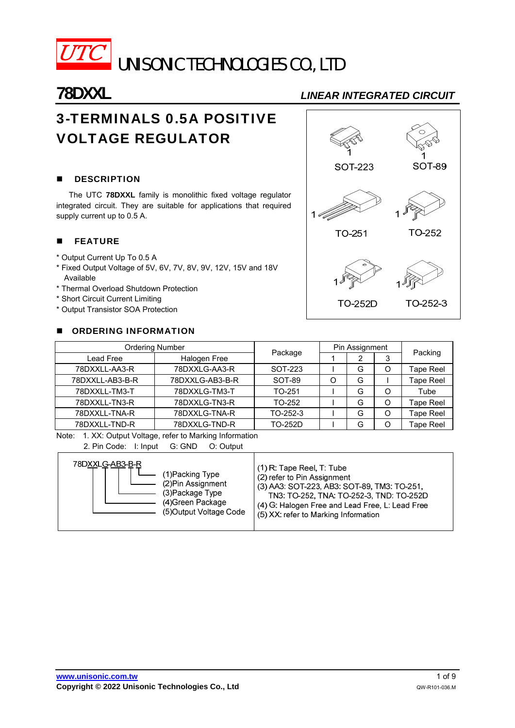# UTC UNISONIC TECHNOLOGIES CO., LTD

## 78DXXL

*LINEAR INTEGRATED CIRCUIT*

# 3-TERMINALS 0.5A POSITIVE VOLTAGE REGULATOR

SOT-223 SOT-89 TO-251 TO-252 TO-252D TO-252-3

## ■ DESCRIPTION

The UTC **78DXXL** family is monolithic fixed voltage regulator integrated circuit. They are suitable for applications that required supply current up to 0.5 A.

## ■ FEATURE

* Output Current Up To 0.5 A
* Fixed Output Voltage of 5V, 6V, 7V, 8V, 9V, 12V, 15V and 18V Available
* Thermal Overload Shutdown Protection
* Short Circuit Current Limiting
* Output Transistor SOA Protection

## ■ ORDERING INFORMATION

| Ordering Number | | Package | Pin Assignment | | | Packing |
|---|---|---|---|---|---|---|
| Lead Free | Halogen Free | | 1 | 2 | 3 | |
| 78DXXLL-AA3-R | 78DXXLG-AA3-R | SOT-223 | I | G | O | Tape Reel |
| 78DXXLL-AB3-B-R | 78DXXLG-AB3-B-R | SOT-89 | O | G | I | Tape Reel |
| 78DXXLL-TM3-T | 78DXXLG-TM3-T | TO-251 | I | G | O | Tube |
| 78DXXLL-TN3-R | 78DXXLG-TN3-R | TO-252 | I | G | O | Tape Reel |
| 78DXXLL-TNA-R | 78DXXLG-TNA-R | TO-252-3 | I | G | O | Tape Reel |
| 78DXXLL-TND-R | 78DXXLG-TND-R | TO-252D | I | G | O | Tape Reel |

Note: 1. XX: Output Voltage, refer to Marking Information
2. Pin Code: I: Input G: GND O: Output

| 78DXXLG-AB3-B-R | |
|---|---|
| (1)Packing Type<br>(2)Pin Assignment<br>(3)Package Type<br>(4)Green Package<br>(5)Output Voltage Code | (1) R: Tape Reel, T: Tube<br>(2) refer to Pin Assignment<br>(3) AA3: SOT-223, AB3: SOT-89, TM3: TO-251, TN3: TO-252, TNA: TO-252-3, TND: TO-252D<br>(4) G: Halogen Free and Lead Free, L: Lead Free<br>(5) XX: refer to Marking Information |

www.unisonic.com.tw
Copyright © 2022 Unisonic Technologies Co., Ltd
QW-R101-036.M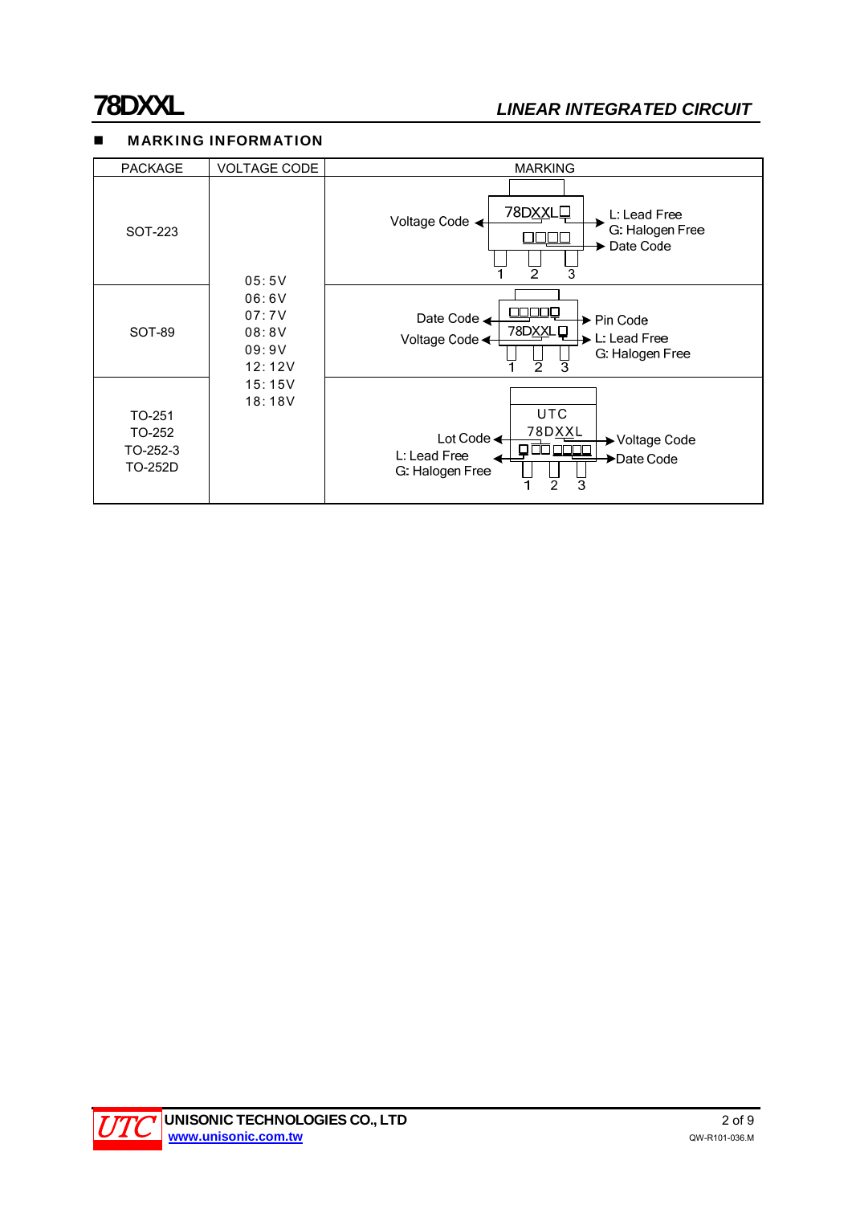## MARKING INFORMATION

| PACKAGE | VOLTAGE CODE | MARKING |
|---|---|---|
| SOT-223 | 05: 5V<br>06: 6V<br>07: 7V<br>08: 8V<br>09: 9V<br>12: 12V<br>15: 15V<br>18: 18V | 78DXXL□ / □□□□ — Voltage Code; L: Lead Free, G: Halogen Free; Date Code; Pins 1 2 3 |
| SOT-89 | | □□□□□ / 78DXXL□ — Date Code; Voltage Code; Pin Code; L: Lead Free, G: Halogen Free; Pins 1 2 3 |
| TO-251<br>TO-252<br>TO-252-3<br>TO-252D | | UTC / 78DXXL / □□□ □□□□ — Lot Code; L: Lead Free, G: Halogen Free; Voltage Code; Date Code; Pins 1 2 3 |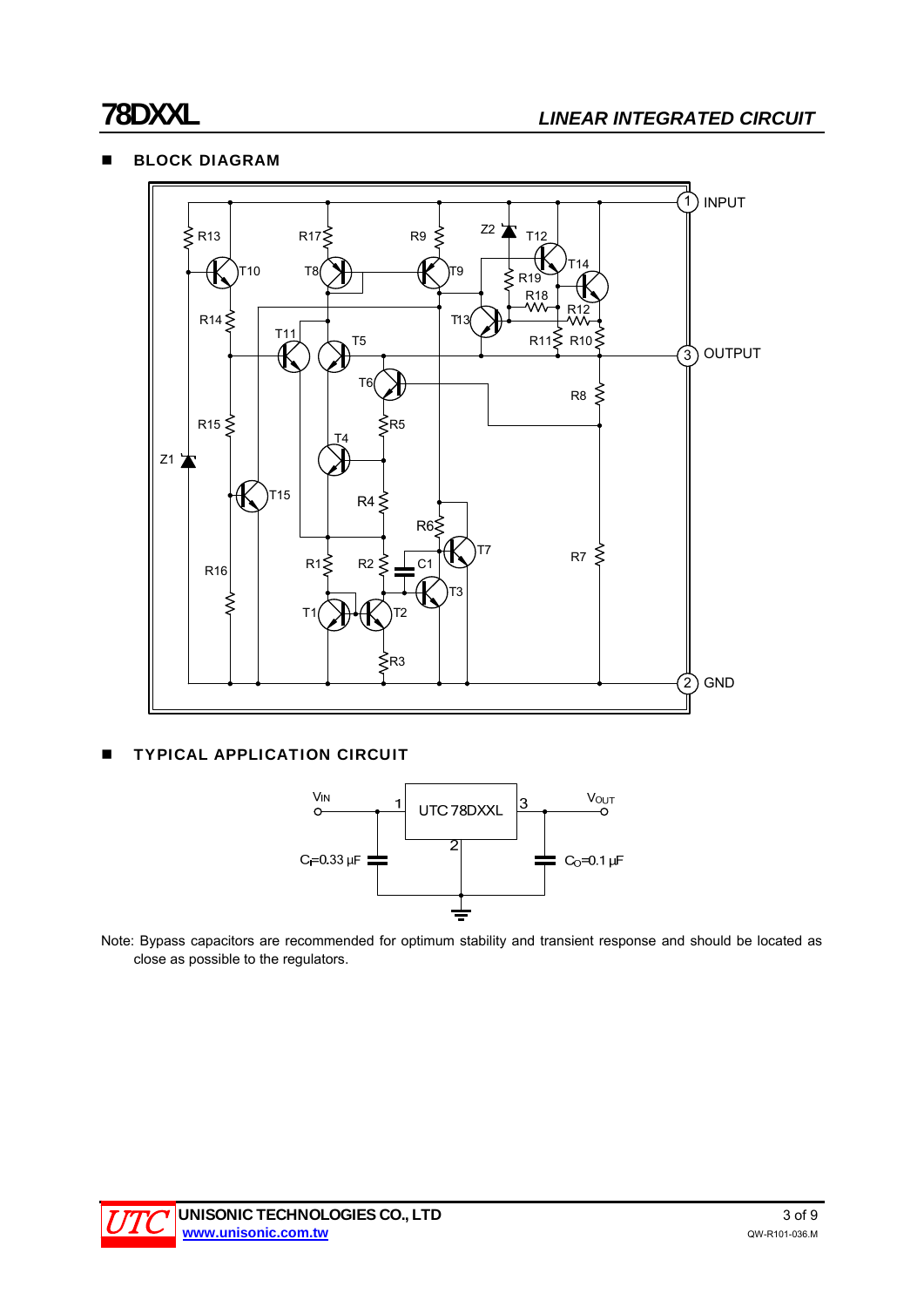## BLOCK DIAGRAM

## TYPICAL APPLICATION CIRCUIT

Note: Bypass capacitors are recommended for optimum stability and transient response and should be located as close as possible to the regulators.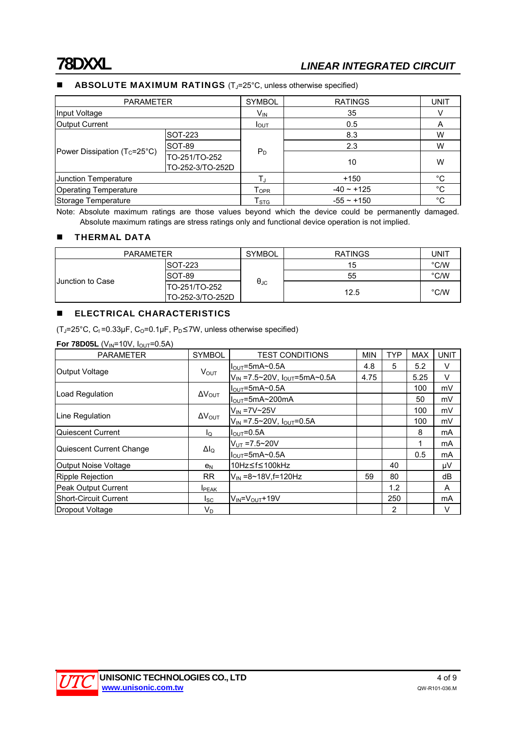## ABSOLUTE MAXIMUM RATINGS ($T_J$=25°C, unless otherwise specified)

| PARAMETER | | SYMBOL | RATINGS | UNIT |
|---|---|---|---|---|
| Input Voltage | | $V_{IN}$ | 35 | V |
| Output Current | | $I_{OUT}$ | 0.5 | A |
| Power Dissipation ($T_C$=25°C) | SOT-223 | $P_D$ | 8.3 | W |
| | SOT-89 | | 2.3 | W |
| | TO-251/TO-252 TO-252-3/TO-252D | | 10 | W |
| Junction Temperature | | $T_J$ | +150 | °C |
| Operating Temperature | | $T_{OPR}$ | -40 ~ +125 | °C |
| Storage Temperature | | $T_{STG}$ | -55 ~ +150 | °C |

Note: Absolute maximum ratings are those values beyond which the device could be permanently damaged. Absolute maximum ratings are stress ratings only and functional device operation is not implied.

## THERMAL DATA

| PARAMETER | | SYMBOL | RATINGS | UNIT |
|---|---|---|---|---|
| Junction to Case | SOT-223 | $\theta_{JC}$ | 15 | °C/W |
| | SOT-89 | | 55 | °C/W |
| | TO-251/TO-252 TO-252-3/TO-252D | | 12.5 | °C/W |

## ELECTRICAL CHARACTERISTICS

($T_J$=25°C, $C_I$=0.33μF, $C_O$=0.1μF, $P_D$≤7W, unless otherwise specified)

**For 78D05L** ($V_{IN}$=10V, $I_{OUT}$=0.5A)

| PARAMETER | SYMBOL | TEST CONDITIONS | MIN | TYP | MAX | UNIT |
|---|---|---|---|---|---|---|
| Output Voltage | $V_{OUT}$ | $I_{OUT}$=5mA~0.5A | 4.8 | 5 | 5.2 | V |
| | | $V_{IN}$ =7.5~20V, $I_{OUT}$=5mA~0.5A | 4.75 | | 5.25 | V |
| Load Regulation | $\Delta V_{OUT}$ | $I_{OUT}$=5mA~0.5A | | | 100 | mV |
| | | $I_{OUT}$=5mA~200mA | | | 50 | mV |
| Line Regulation | $\Delta V_{OUT}$ | $V_{IN}$ =7V~25V | | | 100 | mV |
| | | $V_{IN}$ =7.5~20V, $I_{OUT}$=0.5A | | | 100 | mV |
| Quiescent Current | $I_Q$ | $I_{OUT}$=0.5A | | | 8 | mA |
| Quiescent Current Change | $\Delta I_Q$ | $V_{UT}$ =7.5~20V | | | 1 | mA |
| | | $I_{OUT}$=5mA~0.5A | | | 0.5 | mA |
| Output Noise Voltage | $e_N$ | 10Hz≤f≤100kHz | | 40 | | μV |
| Ripple Rejection | RR | $V_{IN}$ =8~18V,f=120Hz | 59 | 80 | | dB |
| Peak Output Current | $I_{PEAK}$ | | | 1.2 | | A |
| Short-Circuit Current | $I_{SC}$ | $V_{IN}$=$V_{OUT}$+19V | | 250 | | mA |
| Dropout Voltage | $V_D$ | | | 2 | | V |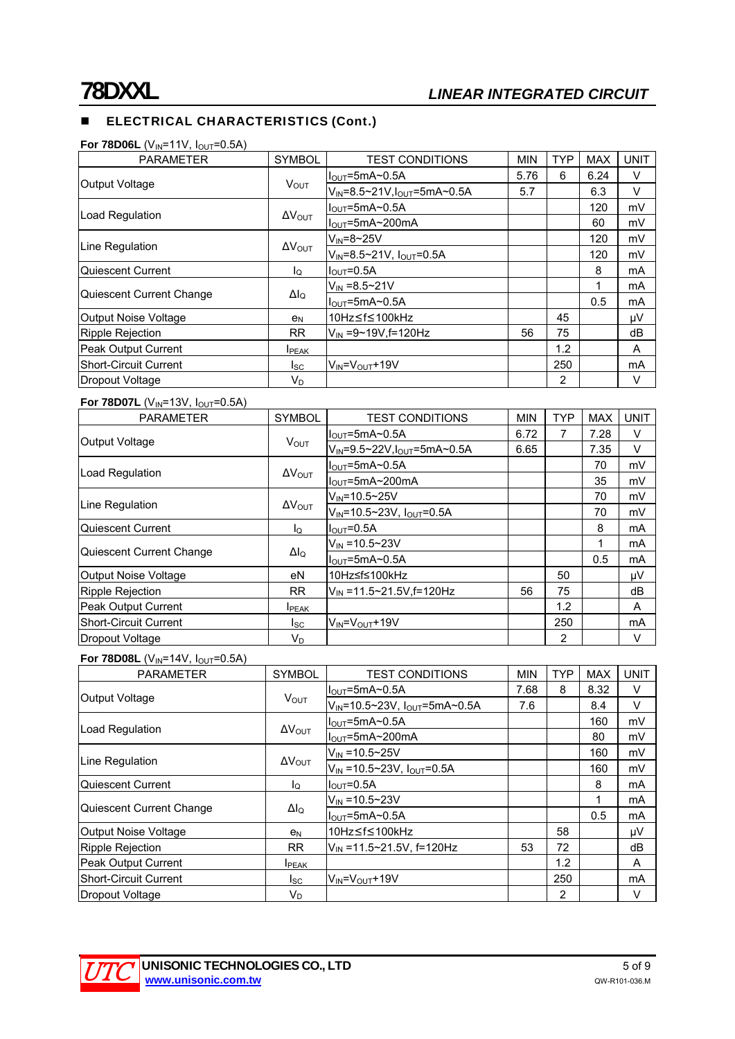## ■ ELECTRICAL CHARACTERISTICS (Cont.)

**For 78D06L** ($V_{IN}$=11V, $I_{OUT}$=0.5A)

| PARAMETER | SYMBOL | TEST CONDITIONS | MIN | TYP | MAX | UNIT |
|---|---|---|---|---|---|---|
| Output Voltage | $V_{OUT}$ | $I_{OUT}$=5mA~0.5A | 5.76 | 6 | 6.24 | V |
| | | $V_{IN}$=8.5~21V, $I_{OUT}$=5mA~0.5A | 5.7 | | 6.3 | V |
| Load Regulation | $\Delta V_{OUT}$ | $I_{OUT}$=5mA~0.5A | | | 120 | mV |
| | | $I_{OUT}$=5mA~200mA | | | 60 | mV |
| Line Regulation | $\Delta V_{OUT}$ | $V_{IN}$=8~25V | | | 120 | mV |
| | | $V_{IN}$=8.5~21V, $I_{OUT}$=0.5A | | | 120 | mV |
| Quiescent Current | $I_Q$ | $I_{OUT}$=0.5A | | | 8 | mA |
| Quiescent Current Change | $\Delta I_Q$ | $V_{IN}$ =8.5~21V | | | 1 | mA |
| | | $I_{OUT}$=5mA~0.5A | | | 0.5 | mA |
| Output Noise Voltage | $e_N$ | 10Hz≤f≤100kHz | | 45 | | μV |
| Ripple Rejection | RR | $V_{IN}$ =9~19V, f=120Hz | 56 | 75 | | dB |
| Peak Output Current | $I_{PEAK}$ | | | 1.2 | | A |
| Short-Circuit Current | $I_{SC}$ | $V_{IN}$=$V_{OUT}$+19V | | 250 | | mA |
| Dropout Voltage | $V_D$ | | | 2 | | V |

**For 78D07L** ($V_{IN}$=13V, $I_{OUT}$=0.5A)

| PARAMETER | SYMBOL | TEST CONDITIONS | MIN | TYP | MAX | UNIT |
|---|---|---|---|---|---|---|
| Output Voltage | $V_{OUT}$ | $I_{OUT}$=5mA~0.5A | 6.72 | 7 | 7.28 | V |
| | | $V_{IN}$=9.5~22V, $I_{OUT}$=5mA~0.5A | 6.65 | | 7.35 | V |
| Load Regulation | $\Delta V_{OUT}$ | $I_{OUT}$=5mA~0.5A | | | 70 | mV |
| | | $I_{OUT}$=5mA~200mA | | | 35 | mV |
| Line Regulation | $\Delta V_{OUT}$ | $V_{IN}$=10.5~25V | | | 70 | mV |
| | | $V_{IN}$=10.5~23V, $I_{OUT}$=0.5A | | | 70 | mV |
| Quiescent Current | $I_Q$ | $I_{OUT}$=0.5A | | | 8 | mA |
| Quiescent Current Change | $\Delta I_Q$ | $V_{IN}$ =10.5~23V | | | 1 | mA |
| | | $I_{OUT}$=5mA~0.5A | | | 0.5 | mA |
| Output Noise Voltage | eN | 10Hz≤f≤100kHz | | 50 | | μV |
| Ripple Rejection | RR | $V_{IN}$ =11.5~21.5V, f=120Hz | 56 | 75 | | dB |
| Peak Output Current | $I_{PEAK}$ | | | 1.2 | | A |
| Short-Circuit Current | $I_{SC}$ | $V_{IN}$=$V_{OUT}$+19V | | 250 | | mA |
| Dropout Voltage | $V_D$ | | | 2 | | V |

**For 78D08L** ($V_{IN}$=14V, $I_{OUT}$=0.5A)

| PARAMETER | SYMBOL | TEST CONDITIONS | MIN | TYP | MAX | UNIT |
|---|---|---|---|---|---|---|
| Output Voltage | $V_{OUT}$ | $I_{OUT}$=5mA~0.5A | 7.68 | 8 | 8.32 | V |
| | | $V_{IN}$=10.5~23V, $I_{OUT}$=5mA~0.5A | 7.6 | | 8.4 | V |
| Load Regulation | $\Delta V_{OUT}$ | $I_{OUT}$=5mA~0.5A | | | 160 | mV |
| | | $I_{OUT}$=5mA~200mA | | | 80 | mV |
| Line Regulation | $\Delta V_{OUT}$ | $V_{IN}$ =10.5~25V | | | 160 | mV |
| | | $V_{IN}$ =10.5~23V, $I_{OUT}$=0.5A | | | 160 | mV |
| Quiescent Current | $I_Q$ | $I_{OUT}$=0.5A | | | 8 | mA |
| Quiescent Current Change | $\Delta I_Q$ | $V_{IN}$ =10.5~23V | | | 1 | mA |
| | | $I_{OUT}$=5mA~0.5A | | | 0.5 | mA |
| Output Noise Voltage | $e_N$ | 10Hz≤f≤100kHz | | 58 | | μV |
| Ripple Rejection | RR | $V_{IN}$ =11.5~21.5V, f=120Hz | 53 | 72 | | dB |
| Peak Output Current | $I_{PEAK}$ | | | 1.2 | | A |
| Short-Circuit Current | $I_{SC}$ | $V_{IN}$=$V_{OUT}$+19V | | 250 | | mA |
| Dropout Voltage | $V_D$ | | | 2 | | V |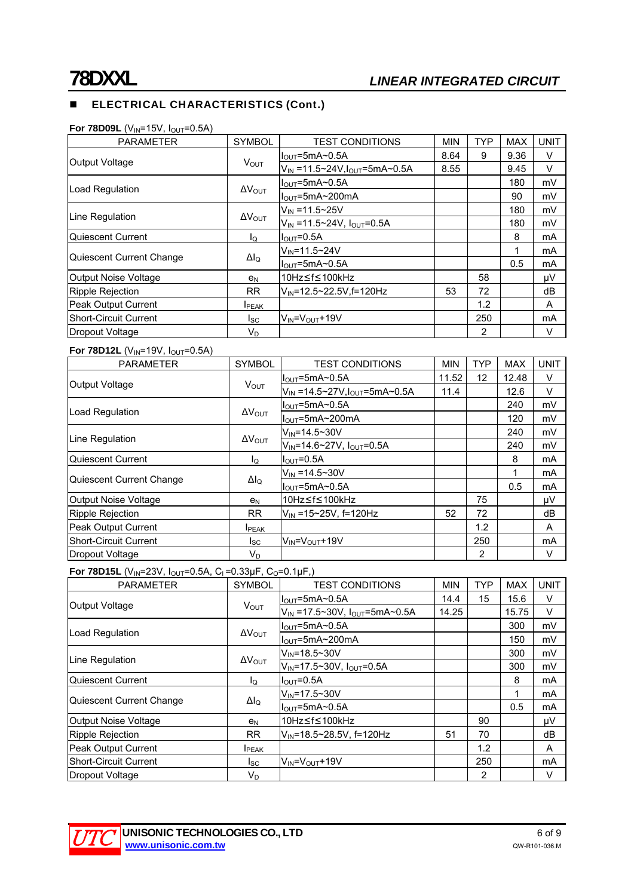## ■ ELECTRICAL CHARACTERISTICS (Cont.)

**For 78D09L** ($V_{IN}$=15V, $I_{OUT}$=0.5A)

| PARAMETER | SYMBOL | TEST CONDITIONS | MIN | TYP | MAX | UNIT |
|---|---|---|---|---|---|---|
| Output Voltage | $V_{OUT}$ | $I_{OUT}$=5mA~0.5A | 8.64 | 9 | 9.36 | V |
| | | $V_{IN}$ =11.5~24V, $I_{OUT}$=5mA~0.5A | 8.55 | | 9.45 | V |
| Load Regulation | $\Delta V_{OUT}$ | $I_{OUT}$=5mA~0.5A | | | 180 | mV |
| | | $I_{OUT}$=5mA~200mA | | | 90 | mV |
| Line Regulation | $\Delta V_{OUT}$ | $V_{IN}$ =11.5~25V | | | 180 | mV |
| | | $V_{IN}$ =11.5~24V, $I_{OUT}$=0.5A | | | 180 | mV |
| Quiescent Current | $I_Q$ | $I_{OUT}$=0.5A | | | 8 | mA |
| Quiescent Current Change | $\Delta I_Q$ | $V_{IN}$=11.5~24V | | | 1 | mA |
| | | $I_{OUT}$=5mA~0.5A | | | 0.5 | mA |
| Output Noise Voltage | $e_N$ | 10Hz≤f≤100kHz | | 58 | | μV |
| Ripple Rejection | RR | $V_{IN}$=12.5~22.5V, f=120Hz | 53 | 72 | | dB |
| Peak Output Current | $I_{PEAK}$ | | | 1.2 | | A |
| Short-Circuit Current | $I_{SC}$ | $V_{IN}$=$V_{OUT}$+19V | | 250 | | mA |
| Dropout Voltage | $V_D$ | | | 2 | | V |

**For 78D12L** ($V_{IN}$=19V, $I_{OUT}$=0.5A)

| PARAMETER | SYMBOL | TEST CONDITIONS | MIN | TYP | MAX | UNIT |
|---|---|---|---|---|---|---|
| Output Voltage | $V_{OUT}$ | $I_{OUT}$=5mA~0.5A | 11.52 | 12 | 12.48 | V |
| | | $V_{IN}$ =14.5~27V, $I_{OUT}$=5mA~0.5A | 11.4 | | 12.6 | V |
| Load Regulation | $\Delta V_{OUT}$ | $I_{OUT}$=5mA~0.5A | | | 240 | mV |
| | | $I_{OUT}$=5mA~200mA | | | 120 | mV |
| Line Regulation | $\Delta V_{OUT}$ | $V_{IN}$=14.5~30V | | | 240 | mV |
| | | $V_{IN}$=14.6~27V, $I_{OUT}$=0.5A | | | 240 | mV |
| Quiescent Current | $I_Q$ | $I_{OUT}$=0.5A | | | 8 | mA |
| Quiescent Current Change | $\Delta I_Q$ | $V_{IN}$ =14.5~30V | | | 1 | mA |
| | | $I_{OUT}$=5mA~0.5A | | | 0.5 | mA |
| Output Noise Voltage | $e_N$ | 10Hz≤f≤100kHz | | 75 | | μV |
| Ripple Rejection | RR | $V_{IN}$ =15~25V, f=120Hz | 52 | 72 | | dB |
| Peak Output Current | $I_{PEAK}$ | | | 1.2 | | A |
| Short-Circuit Current | $I_{SC}$ | $V_{IN}$=$V_{OUT}$+19V | | 250 | | mA |
| Dropout Voltage | $V_D$ | | | 2 | | V |

**For 78D15L** ($V_{IN}$=23V, $I_{OUT}$=0.5A, $C_I$=0.33μF, $C_O$=0.1μF,)

| PARAMETER | SYMBOL | TEST CONDITIONS | MIN | TYP | MAX | UNIT |
|---|---|---|---|---|---|---|
| Output Voltage | $V_{OUT}$ | $I_{OUT}$=5mA~0.5A | 14.4 | 15 | 15.6 | V |
| | | $V_{IN}$ =17.5~30V, $I_{OUT}$=5mA~0.5A | 14.25 | | 15.75 | V |
| Load Regulation | $\Delta V_{OUT}$ | $I_{OUT}$=5mA~0.5A | | | 300 | mV |
| | | $I_{OUT}$=5mA~200mA | | | 150 | mV |
| Line Regulation | $\Delta V_{OUT}$ | $V_{IN}$=18.5~30V | | | 300 | mV |
| | | $V_{IN}$=17.5~30V, $I_{OUT}$=0.5A | | | 300 | mV |
| Quiescent Current | $I_Q$ | $I_{OUT}$=0.5A | | | 8 | mA |
| Quiescent Current Change | $\Delta I_Q$ | $V_{IN}$=17.5~30V | | | 1 | mA |
| | | $I_{OUT}$=5mA~0.5A | | | 0.5 | mA |
| Output Noise Voltage | $e_N$ | 10Hz≤f≤100kHz | | 90 | | μV |
| Ripple Rejection | RR | $V_{IN}$=18.5~28.5V, f=120Hz | 51 | 70 | | dB |
| Peak Output Current | $I_{PEAK}$ | | | 1.2 | | A |
| Short-Circuit Current | $I_{SC}$ | $V_{IN}$=$V_{OUT}$+19V | | 250 | | mA |
| Dropout Voltage | $V_D$ | | | 2 | | V |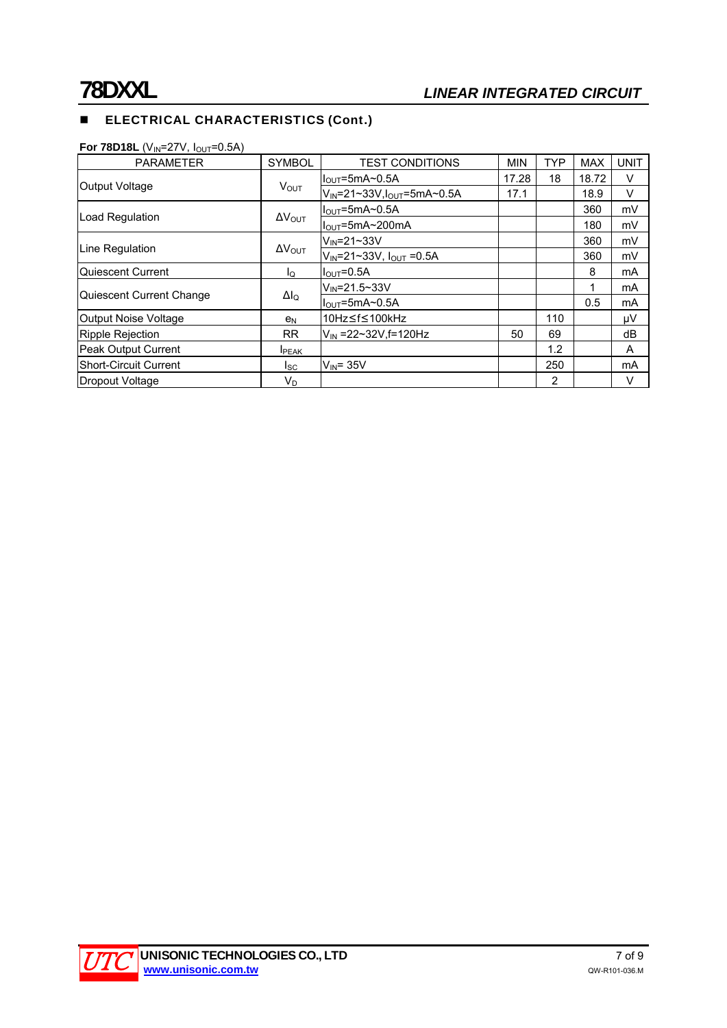## ELECTRICAL CHARACTERISTICS (Cont.)

**For 78D18L** ($V_{IN}$=27V, $I_{OUT}$=0.5A)

| PARAMETER | SYMBOL | TEST CONDITIONS | MIN | TYP | MAX | UNIT |
|---|---|---|---|---|---|---|
| Output Voltage | $V_{OUT}$ | $I_{OUT}$=5mA~0.5A | 17.28 | 18 | 18.72 | V |
| | | $V_{IN}$=21~33V, $I_{OUT}$=5mA~0.5A | 17.1 | | 18.9 | V |
| Load Regulation | $\Delta V_{OUT}$ | $I_{OUT}$=5mA~0.5A | | | 360 | mV |
| | | $I_{OUT}$=5mA~200mA | | | 180 | mV |
| Line Regulation | $\Delta V_{OUT}$ | $V_{IN}$=21~33V | | | 360 | mV |
| | | $V_{IN}$=21~33V, $I_{OUT}$ =0.5A | | | 360 | mV |
| Quiescent Current | $I_Q$ | $I_{OUT}$=0.5A | | | 8 | mA |
| Quiescent Current Change | $\Delta I_Q$ | $V_{IN}$=21.5~33V | | | 1 | mA |
| | | $I_{OUT}$=5mA~0.5A | | | 0.5 | mA |
| Output Noise Voltage | $e_N$ | 10Hz≤f≤100kHz | | 110 | | μV |
| Ripple Rejection | RR | $V_{IN}$ =22~32V,f=120Hz | 50 | 69 | | dB |
| Peak Output Current | $I_{PEAK}$ | | | 1.2 | | A |
| Short-Circuit Current | $I_{SC}$ | $V_{IN}$= 35V | | 250 | | mA |
| Dropout Voltage | $V_D$ | | | 2 | | V |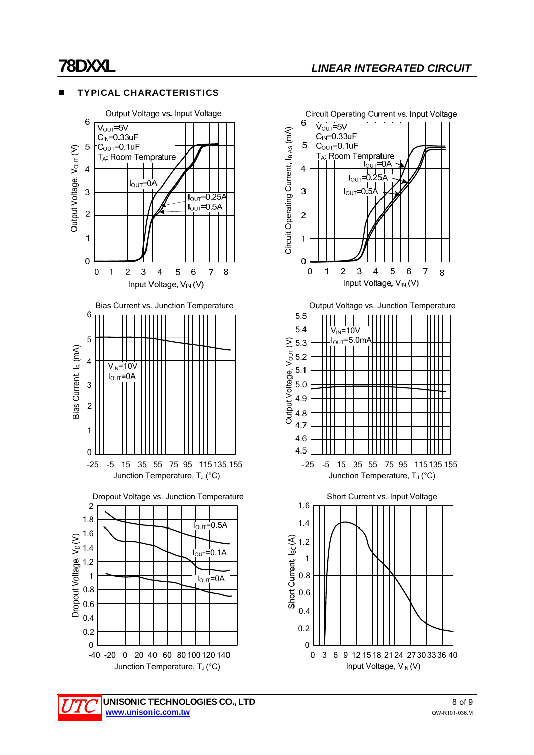## TYPICAL CHARACTERISTICS

**Output Voltage vs. Input Voltage**

$V_{OUT}$=5V
$C_{IN}$=0.33uF
$C_{OUT}$=0.1uF
$T_A$: Room Temprature

$I_{OUT}$=0A
$I_{OUT}$=0.25A
$I_{OUT}$=0.5A

Output Voltage, $V_{OUT}$ (V)
Input Voltage, $V_{IN}$ (V)

**Circuit Operating Current vs. Input Voltage**

$V_{OUT}$=5V
$C_{IN}$=0.33uF
$C_{OUT}$=0.1uF
$T_A$: Room Temprature

$I_{OUT}$=0A
$I_{OUT}$=0.25A
$I_{OUT}$=0.5A

Circuit Operating Current, $I_{BIAS}$ (mA)
Input Voltage, $V_{IN}$ (V)

**Bias Current vs. Junction Temperature**

$V_{IN}$=10V
$I_{OUT}$=0A

Bias Current, $I_B$ (mA)
Junction Temperature, $T_J$ (°C)

**Output Voltage vs. Junction Temperature**

$V_{IN}$=10V
$I_{OUT}$=5.0mA

Output Voltage, $V_{OUT}$ (V)
Junction Temperature, $T_J$ (°C)

**Dropout Voltage vs. Junction Temperature**

$I_{OUT}$=0.5A
$I_{OUT}$=0.1A
$I_{OUT}$=0A

Dropout Voltage, $V_D$ (V)
Junction Temperature, $T_J$ (°C)

**Short Current vs. Input Voltage**

Short Current, $I_{SC}$ (A)
Input Voltage, $V_{IN}$ (V)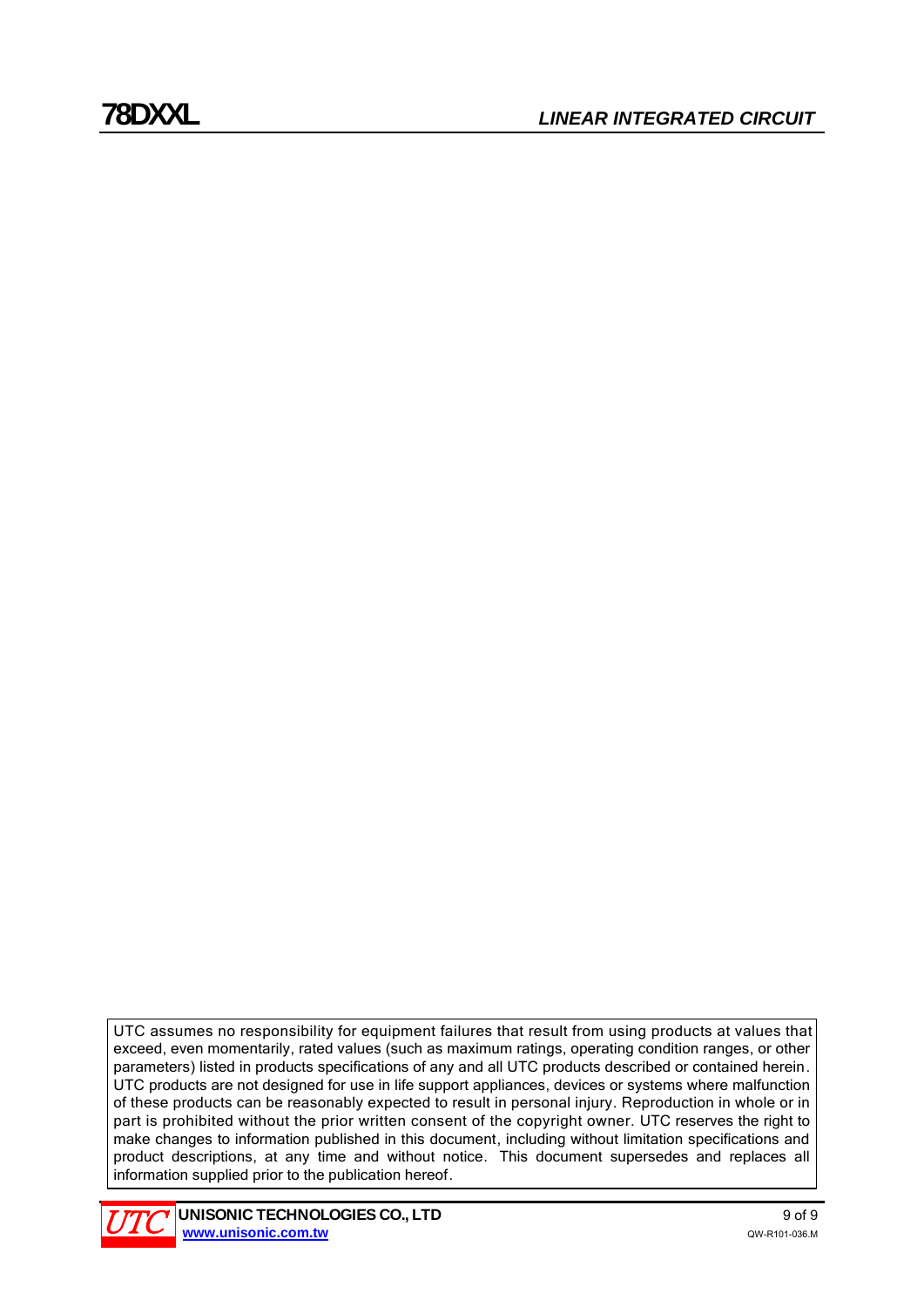UTC assumes no responsibility for equipment failures that result from using products at values that exceed, even momentarily, rated values (such as maximum ratings, operating condition ranges, or other parameters) listed in products specifications of any and all UTC products described or contained herein. UTC products are not designed for use in life support appliances, devices or systems where malfunction of these products can be reasonably expected to result in personal injury. Reproduction in whole or in part is prohibited without the prior written consent of the copyright owner. UTC reserves the right to make changes to information published in this document, including without limitation specifications and product descriptions, at any time and without notice. This document supersedes and replaces all information supplied prior to the publication hereof.